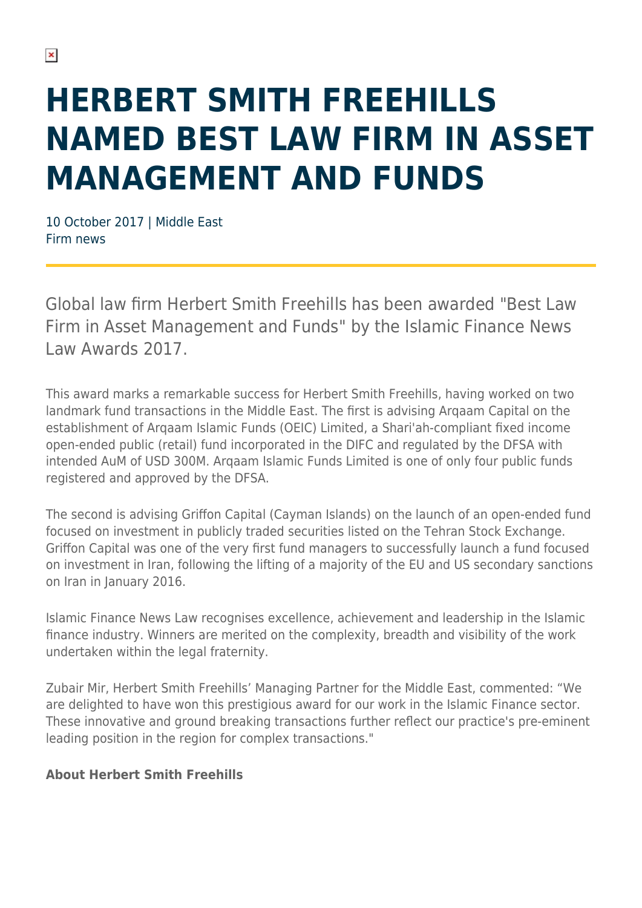# HERBERT SMITH FREEHILLS NAMED BEST LAW FIRM IN ASSET MANAGEMENT AND FUNDS

10 October 2017 | Middle East
Firm news

Global law firm Herbert Smith Freehills has been awarded "Best Law Firm in Asset Management and Funds" by the Islamic Finance News Law Awards 2017.

This award marks a remarkable success for Herbert Smith Freehills, having worked on two landmark fund transactions in the Middle East. The first is advising Arqaam Capital on the establishment of Arqaam Islamic Funds (OEIC) Limited, a Shari'ah-compliant fixed income open-ended public (retail) fund incorporated in the DIFC and regulated by the DFSA with intended AuM of USD 300M. Arqaam Islamic Funds Limited is one of only four public funds registered and approved by the DFSA.

The second is advising Griffon Capital (Cayman Islands) on the launch of an open-ended fund focused on investment in publicly traded securities listed on the Tehran Stock Exchange. Griffon Capital was one of the very first fund managers to successfully launch a fund focused on investment in Iran, following the lifting of a majority of the EU and US secondary sanctions on Iran in January 2016.

Islamic Finance News Law recognises excellence, achievement and leadership in the Islamic finance industry. Winners are merited on the complexity, breadth and visibility of the work undertaken within the legal fraternity.

Zubair Mir, Herbert Smith Freehills' Managing Partner for the Middle East, commented: "We are delighted to have won this prestigious award for our work in the Islamic Finance sector. These innovative and ground breaking transactions further reflect our practice's pre-eminent leading position in the region for complex transactions."

**About Herbert Smith Freehills**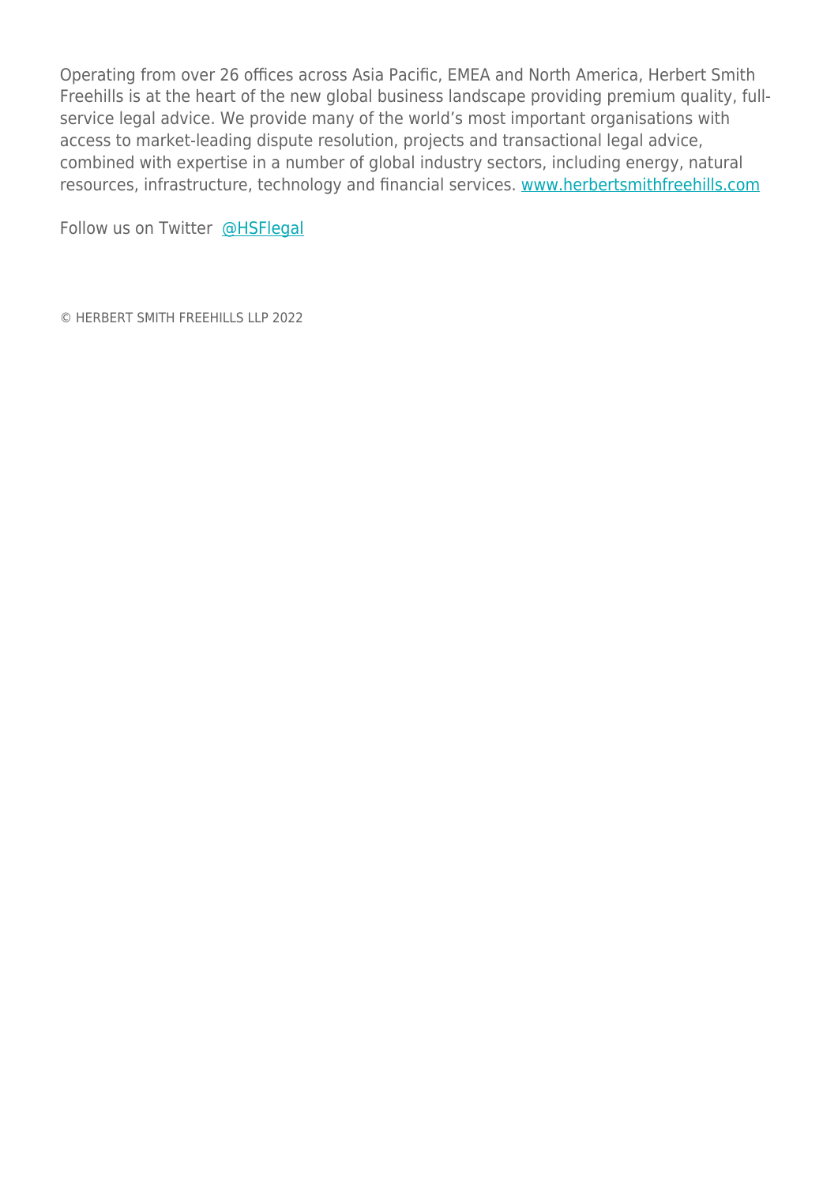Operating from over 26 offices across Asia Pacific, EMEA and North America, Herbert Smith Freehills is at the heart of the new global business landscape providing premium quality, full-service legal advice. We provide many of the world's most important organisations with access to market-leading dispute resolution, projects and transactional legal advice, combined with expertise in a number of global industry sectors, including energy, natural resources, infrastructure, technology and financial services. www.herbertsmithfreehills.com

Follow us on Twitter @HSFlegal

© HERBERT SMITH FREEHILLS LLP 2022